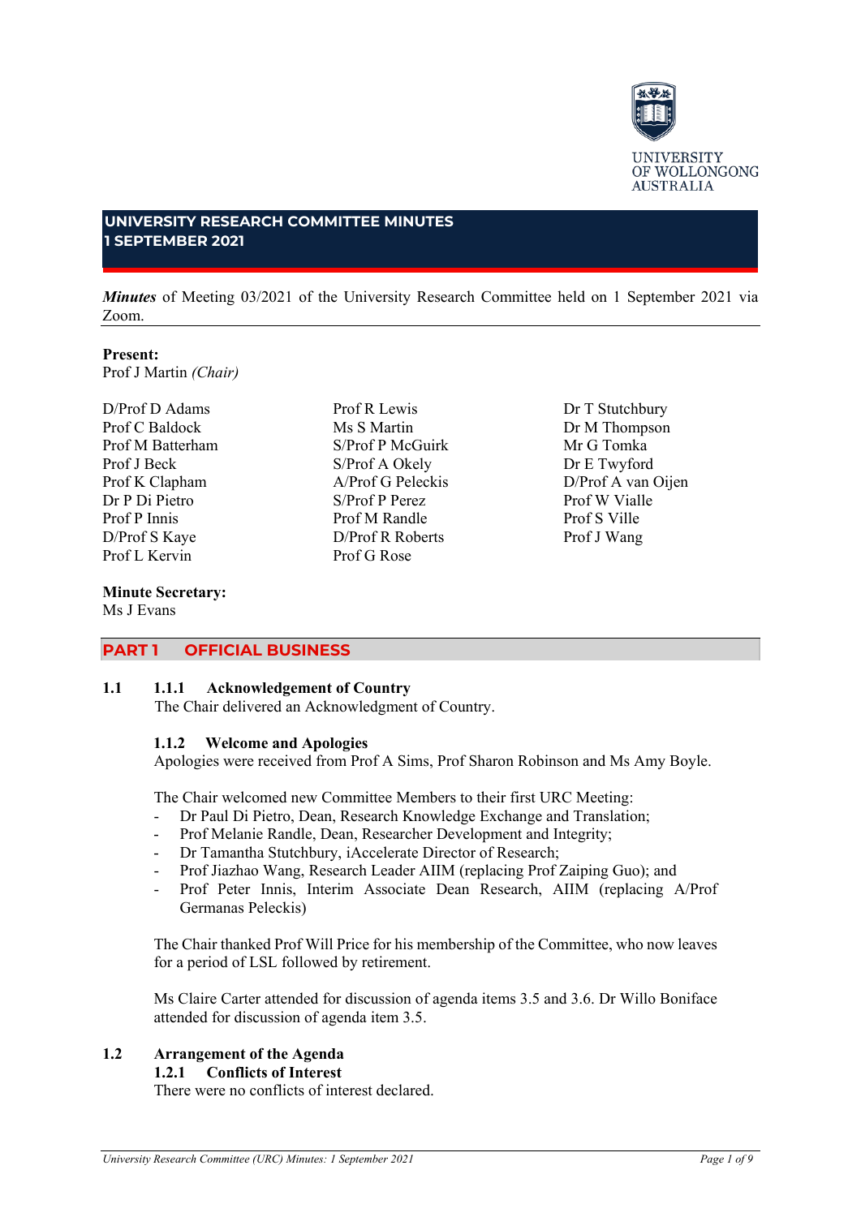UNIVERSITY OF WOLLONGONG AUSTRALIA

# UNIVERSITY RESEARCH COMMITTEE MINUTES
# 1 SEPTEMBER 2021

***Minutes*** of Meeting 03/2021 of the University Research Committee held on 1 September 2021 via Zoom.

**Present:**
Prof J Martin *(Chair)*

D/Prof D Adams
Prof C Baldock
Prof M Batterham
Prof J Beck
Prof K Clapham
Dr P Di Pietro
Prof P Innis
D/Prof S Kaye
Prof L Kervin
Prof R Lewis
Ms S Martin
S/Prof P McGuirk
S/Prof A Okely
A/Prof G Peleckis
S/Prof P Perez
Prof M Randle
D/Prof R Roberts
Prof G Rose
Dr T Stutchbury
Dr M Thompson
Mr G Tomka
Dr E Twyford
D/Prof A van Oijen
Prof W Vialle
Prof S Ville
Prof J Wang

**Minute Secretary:**
Ms J Evans

## PART 1 OFFICIAL BUSINESS

**1.1**

### 1.1.1 Acknowledgement of Country

The Chair delivered an Acknowledgment of Country.

### 1.1.2 Welcome and Apologies

Apologies were received from Prof A Sims, Prof Sharon Robinson and Ms Amy Boyle.

The Chair welcomed new Committee Members to their first URC Meeting:

- Dr Paul Di Pietro, Dean, Research Knowledge Exchange and Translation;
- Prof Melanie Randle, Dean, Researcher Development and Integrity;
- Dr Tamantha Stutchbury, iAccelerate Director of Research;
- Prof Jiazhao Wang, Research Leader AIIM (replacing Prof Zaiping Guo); and
- Prof Peter Innis, Interim Associate Dean Research, AIIM (replacing A/Prof Germanas Peleckis)

The Chair thanked Prof Will Price for his membership of the Committee, who now leaves for a period of LSL followed by retirement.

Ms Claire Carter attended for discussion of agenda items 3.5 and 3.6. Dr Willo Boniface attended for discussion of agenda item 3.5.

### 1.2 Arrangement of the Agenda

### 1.2.1 Conflicts of Interest

There were no conflicts of interest declared.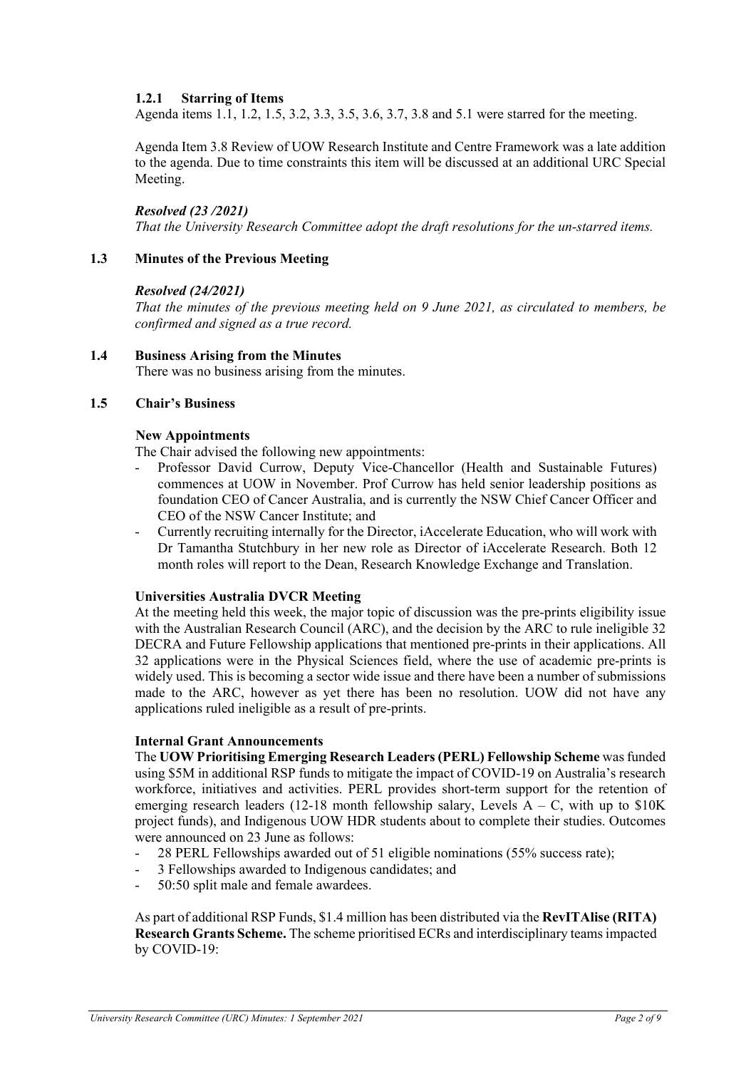#### 1.2.1 Starring of Items

Agenda items 1.1, 1.2, 1.5, 3.2, 3.3, 3.5, 3.6, 3.7, 3.8 and 5.1 were starred for the meeting.

Agenda Item 3.8 Review of UOW Research Institute and Centre Framework was a late addition to the agenda. Due to time constraints this item will be discussed at an additional URC Special Meeting.

***Resolved (23 /2021)***

*That the University Research Committee adopt the draft resolutions for the un-starred items.*

### 1.3 Minutes of the Previous Meeting

***Resolved (24/2021)***

*That the minutes of the previous meeting held on 9 June 2021, as circulated to members, be confirmed and signed as a true record.*

### 1.4 Business Arising from the Minutes

There was no business arising from the minutes.

### 1.5 Chair's Business

**New Appointments**

The Chair advised the following new appointments:

- Professor David Currow, Deputy Vice-Chancellor (Health and Sustainable Futures) commences at UOW in November. Prof Currow has held senior leadership positions as foundation CEO of Cancer Australia, and is currently the NSW Chief Cancer Officer and CEO of the NSW Cancer Institute; and
- Currently recruiting internally for the Director, iAccelerate Education, who will work with Dr Tamantha Stutchbury in her new role as Director of iAccelerate Research. Both 12 month roles will report to the Dean, Research Knowledge Exchange and Translation.

**Universities Australia DVCR Meeting**

At the meeting held this week, the major topic of discussion was the pre-prints eligibility issue with the Australian Research Council (ARC), and the decision by the ARC to rule ineligible 32 DECRA and Future Fellowship applications that mentioned pre-prints in their applications. All 32 applications were in the Physical Sciences field, where the use of academic pre-prints is widely used. This is becoming a sector wide issue and there have been a number of submissions made to the ARC, however as yet there has been no resolution. UOW did not have any applications ruled ineligible as a result of pre-prints.

**Internal Grant Announcements**

The **UOW Prioritising Emerging Research Leaders (PERL) Fellowship Scheme** was funded using \$5M in additional RSP funds to mitigate the impact of COVID-19 on Australia's research workforce, initiatives and activities. PERL provides short-term support for the retention of emerging research leaders (12-18 month fellowship salary, Levels A – C, with up to \$10K project funds), and Indigenous UOW HDR students about to complete their studies. Outcomes were announced on 23 June as follows:

- 28 PERL Fellowships awarded out of 51 eligible nominations (55% success rate);
- 3 Fellowships awarded to Indigenous candidates; and
- 50:50 split male and female awardees.

As part of additional RSP Funds, \$1.4 million has been distributed via the **RevITAlise (RITA) Research Grants Scheme.** The scheme prioritised ECRs and interdisciplinary teams impacted by COVID-19: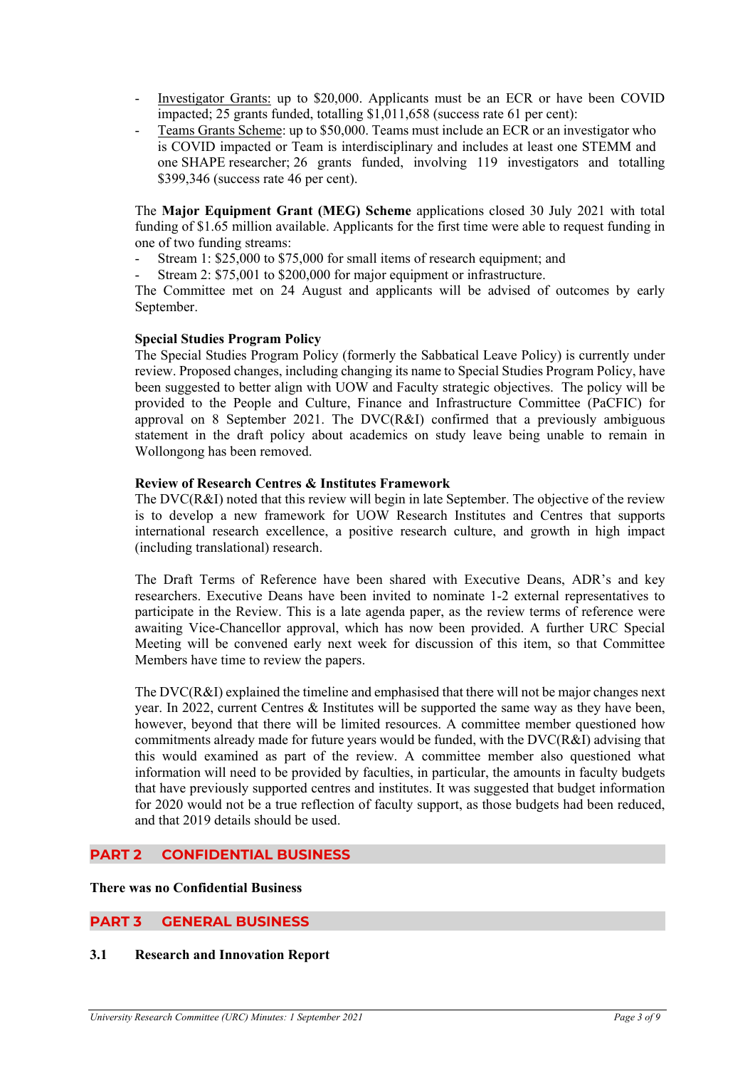- Investigator Grants: up to $20,000. Applicants must be an ECR or have been COVID impacted; 25 grants funded, totalling $1,011,658 (success rate 61 per cent):
- Teams Grants Scheme: up to $50,000. Teams must include an ECR or an investigator who is COVID impacted or Team is interdisciplinary and includes at least one STEMM and one SHAPE researcher; 26 grants funded, involving 119 investigators and totalling $399,346 (success rate 46 per cent).

The **Major Equipment Grant (MEG) Scheme** applications closed 30 July 2021 with total funding of $1.65 million available. Applicants for the first time were able to request funding in one of two funding streams:

- Stream 1: $25,000 to $75,000 for small items of research equipment; and
- Stream 2: $75,001 to $200,000 for major equipment or infrastructure.

The Committee met on 24 August and applicants will be advised of outcomes by early September.

**Special Studies Program Policy**

The Special Studies Program Policy (formerly the Sabbatical Leave Policy) is currently under review. Proposed changes, including changing its name to Special Studies Program Policy, have been suggested to better align with UOW and Faculty strategic objectives. The policy will be provided to the People and Culture, Finance and Infrastructure Committee (PaCFIC) for approval on 8 September 2021. The DVC(R&I) confirmed that a previously ambiguous statement in the draft policy about academics on study leave being unable to remain in Wollongong has been removed.

**Review of Research Centres & Institutes Framework**

The DVC(R&I) noted that this review will begin in late September. The objective of the review is to develop a new framework for UOW Research Institutes and Centres that supports international research excellence, a positive research culture, and growth in high impact (including translational) research.

The Draft Terms of Reference have been shared with Executive Deans, ADR's and key researchers. Executive Deans have been invited to nominate 1-2 external representatives to participate in the Review. This is a late agenda paper, as the review terms of reference were awaiting Vice-Chancellor approval, which has now been provided. A further URC Special Meeting will be convened early next week for discussion of this item, so that Committee Members have time to review the papers.

The DVC(R&I) explained the timeline and emphasised that there will not be major changes next year. In 2022, current Centres & Institutes will be supported the same way as they have been, however, beyond that there will be limited resources. A committee member questioned how commitments already made for future years would be funded, with the DVC(R&I) advising that this would examined as part of the review. A committee member also questioned what information will need to be provided by faculties, in particular, the amounts in faculty budgets that have previously supported centres and institutes. It was suggested that budget information for 2020 would not be a true reflection of faculty support, as those budgets had been reduced, and that 2019 details should be used.

## PART 2 CONFIDENTIAL BUSINESS

**There was no Confidential Business**

## PART 3 GENERAL BUSINESS

### 3.1 Research and Innovation Report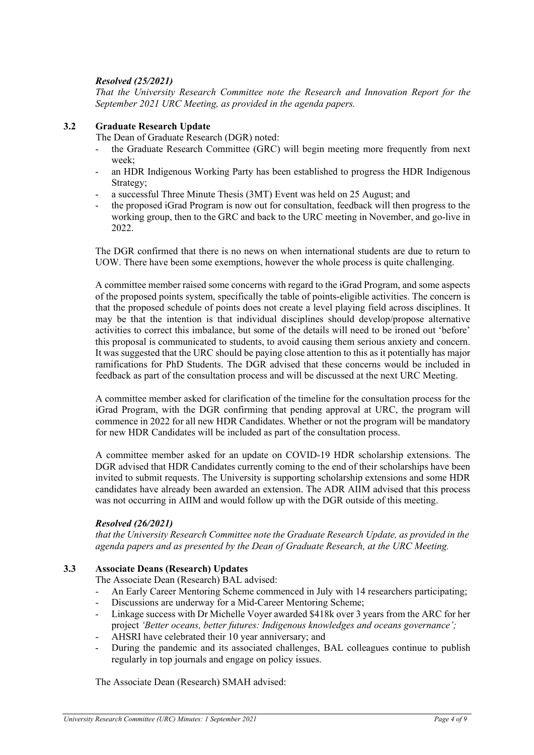***Resolved (25/2021)***

*That the University Research Committee note the Research and Innovation Report for the September 2021 URC Meeting, as provided in the agenda papers.*

### 3.2 Graduate Research Update

The Dean of Graduate Research (DGR) noted:

- the Graduate Research Committee (GRC) will begin meeting more frequently from next week;
- an HDR Indigenous Working Party has been established to progress the HDR Indigenous Strategy;
- a successful Three Minute Thesis (3MT) Event was held on 25 August; and
- the proposed iGrad Program is now out for consultation, feedback will then progress to the working group, then to the GRC and back to the URC meeting in November, and go-live in 2022.

The DGR confirmed that there is no news on when international students are due to return to UOW. There have been some exemptions, however the whole process is quite challenging.

A committee member raised some concerns with regard to the iGrad Program, and some aspects of the proposed points system, specifically the table of points-eligible activities. The concern is that the proposed schedule of points does not create a level playing field across disciplines. It may be that the intention is that individual disciplines should develop/propose alternative activities to correct this imbalance, but some of the details will need to be ironed out 'before' this proposal is communicated to students, to avoid causing them serious anxiety and concern. It was suggested that the URC should be paying close attention to this as it potentially has major ramifications for PhD Students. The DGR advised that these concerns would be included in feedback as part of the consultation process and will be discussed at the next URC Meeting.

A committee member asked for clarification of the timeline for the consultation process for the iGrad Program, with the DGR confirming that pending approval at URC, the program will commence in 2022 for all new HDR Candidates. Whether or not the program will be mandatory for new HDR Candidates will be included as part of the consultation process.

A committee member asked for an update on COVID-19 HDR scholarship extensions. The DGR advised that HDR Candidates currently coming to the end of their scholarships have been invited to submit requests. The University is supporting scholarship extensions and some HDR candidates have already been awarded an extension. The ADR AIIM advised that this process was not occurring in AIIM and would follow up with the DGR outside of this meeting.

***Resolved (26/2021)***

*that the University Research Committee note the Graduate Research Update, as provided in the agenda papers and as presented by the Dean of Graduate Research, at the URC Meeting.*

### 3.3 Associate Deans (Research) Updates

The Associate Dean (Research) BAL advised:

- An Early Career Mentoring Scheme commenced in July with 14 researchers participating;
- Discussions are underway for a Mid-Career Mentoring Scheme;
- Linkage success with Dr Michelle Voyer awarded \$418k over 3 years from the ARC for her project *'Better oceans, better futures: Indigenous knowledges and oceans governance';*
- AHSRI have celebrated their 10 year anniversary; and
- During the pandemic and its associated challenges, BAL colleagues continue to publish regularly in top journals and engage on policy issues.

The Associate Dean (Research) SMAH advised: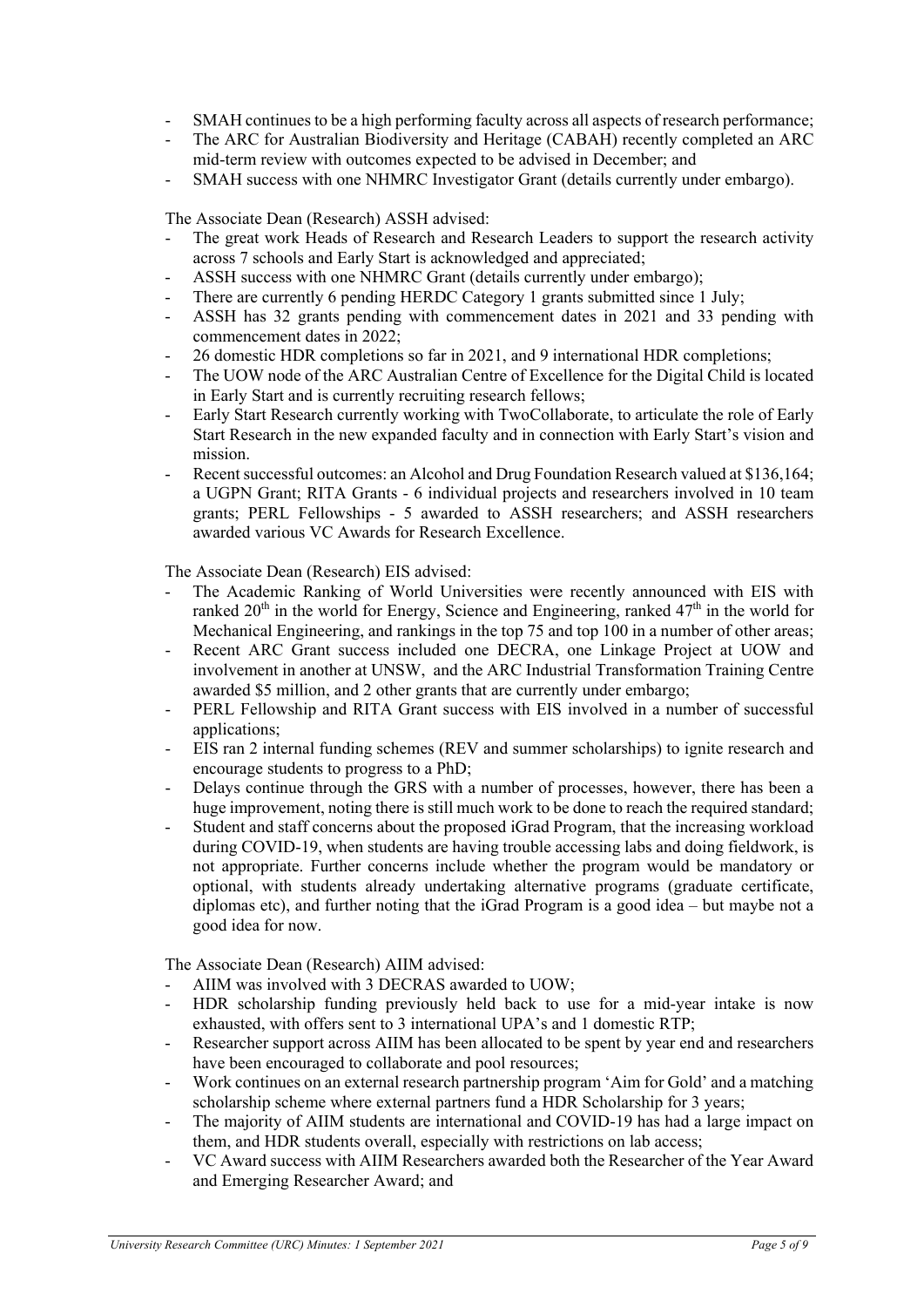- SMAH continues to be a high performing faculty across all aspects of research performance;
- The ARC for Australian Biodiversity and Heritage (CABAH) recently completed an ARC mid-term review with outcomes expected to be advised in December; and
- SMAH success with one NHMRC Investigator Grant (details currently under embargo).

The Associate Dean (Research) ASSH advised:

- The great work Heads of Research and Research Leaders to support the research activity across 7 schools and Early Start is acknowledged and appreciated;
- ASSH success with one NHMRC Grant (details currently under embargo);
- There are currently 6 pending HERDC Category 1 grants submitted since 1 July;
- ASSH has 32 grants pending with commencement dates in 2021 and 33 pending with commencement dates in 2022;
- 26 domestic HDR completions so far in 2021, and 9 international HDR completions;
- The UOW node of the ARC Australian Centre of Excellence for the Digital Child is located in Early Start and is currently recruiting research fellows;
- Early Start Research currently working with TwoCollaborate, to articulate the role of Early Start Research in the new expanded faculty and in connection with Early Start's vision and mission.
- Recent successful outcomes: an Alcohol and Drug Foundation Research valued at $136,164; a UGPN Grant; RITA Grants - 6 individual projects and researchers involved in 10 team grants; PERL Fellowships - 5 awarded to ASSH researchers; and ASSH researchers awarded various VC Awards for Research Excellence.

The Associate Dean (Research) EIS advised:

- The Academic Ranking of World Universities were recently announced with EIS with ranked 20th in the world for Energy, Science and Engineering, ranked 47th in the world for Mechanical Engineering, and rankings in the top 75 and top 100 in a number of other areas;
- Recent ARC Grant success included one DECRA, one Linkage Project at UOW and involvement in another at UNSW, and the ARC Industrial Transformation Training Centre awarded $5 million, and 2 other grants that are currently under embargo;
- PERL Fellowship and RITA Grant success with EIS involved in a number of successful applications;
- EIS ran 2 internal funding schemes (REV and summer scholarships) to ignite research and encourage students to progress to a PhD;
- Delays continue through the GRS with a number of processes, however, there has been a huge improvement, noting there is still much work to be done to reach the required standard;
- Student and staff concerns about the proposed iGrad Program, that the increasing workload during COVID-19, when students are having trouble accessing labs and doing fieldwork, is not appropriate. Further concerns include whether the program would be mandatory or optional, with students already undertaking alternative programs (graduate certificate, diplomas etc), and further noting that the iGrad Program is a good idea – but maybe not a good idea for now.

The Associate Dean (Research) AIIM advised:

- AIIM was involved with 3 DECRAS awarded to UOW;
- HDR scholarship funding previously held back to use for a mid-year intake is now exhausted, with offers sent to 3 international UPA's and 1 domestic RTP;
- Researcher support across AIIM has been allocated to be spent by year end and researchers have been encouraged to collaborate and pool resources;
- Work continues on an external research partnership program 'Aim for Gold' and a matching scholarship scheme where external partners fund a HDR Scholarship for 3 years;
- The majority of AIIM students are international and COVID-19 has had a large impact on them, and HDR students overall, especially with restrictions on lab access;
- VC Award success with AIIM Researchers awarded both the Researcher of the Year Award and Emerging Researcher Award; and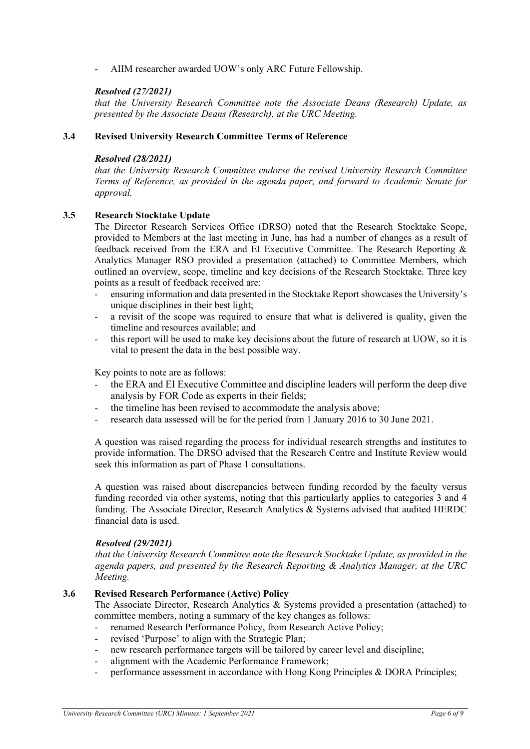- AIIM researcher awarded UOW's only ARC Future Fellowship.

***Resolved (27/2021)***
*that the University Research Committee note the Associate Deans (Research) Update, as presented by the Associate Deans (Research), at the URC Meeting.*

### 3.4 Revised University Research Committee Terms of Reference

***Resolved (28/2021)***
*that the University Research Committee endorse the revised University Research Committee Terms of Reference, as provided in the agenda paper, and forward to Academic Senate for approval.*

### 3.5 Research Stocktake Update

The Director Research Services Office (DRSO) noted that the Research Stocktake Scope, provided to Members at the last meeting in June, has had a number of changes as a result of feedback received from the ERA and EI Executive Committee. The Research Reporting & Analytics Manager RSO provided a presentation (attached) to Committee Members, which outlined an overview, scope, timeline and key decisions of the Research Stocktake. Three key points as a result of feedback received are:

- ensuring information and data presented in the Stocktake Report showcases the University's unique disciplines in their best light;
- a revisit of the scope was required to ensure that what is delivered is quality, given the timeline and resources available; and
- this report will be used to make key decisions about the future of research at UOW, so it is vital to present the data in the best possible way.

Key points to note are as follows:

- the ERA and EI Executive Committee and discipline leaders will perform the deep dive analysis by FOR Code as experts in their fields;
- the timeline has been revised to accommodate the analysis above;
- research data assessed will be for the period from 1 January 2016 to 30 June 2021.

A question was raised regarding the process for individual research strengths and institutes to provide information. The DRSO advised that the Research Centre and Institute Review would seek this information as part of Phase 1 consultations.

A question was raised about discrepancies between funding recorded by the faculty versus funding recorded via other systems, noting that this particularly applies to categories 3 and 4 funding. The Associate Director, Research Analytics & Systems advised that audited HERDC financial data is used.

***Resolved (29/2021)***
*that the University Research Committee note the Research Stocktake Update, as provided in the agenda papers, and presented by the Research Reporting & Analytics Manager, at the URC Meeting.*

### 3.6 Revised Research Performance (Active) Policy

The Associate Director, Research Analytics & Systems provided a presentation (attached) to committee members, noting a summary of the key changes as follows:

- renamed Research Performance Policy, from Research Active Policy;
- revised 'Purpose' to align with the Strategic Plan;
- new research performance targets will be tailored by career level and discipline;
- alignment with the Academic Performance Framework;
- performance assessment in accordance with Hong Kong Principles & DORA Principles;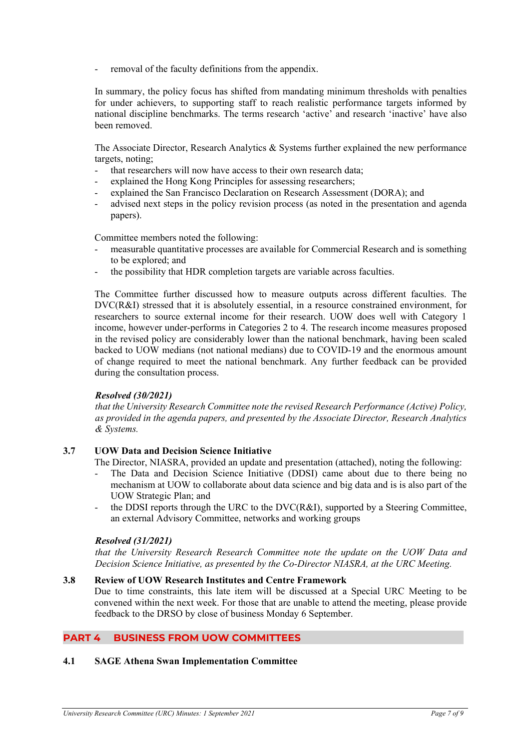- removal of the faculty definitions from the appendix.

In summary, the policy focus has shifted from mandating minimum thresholds with penalties for under achievers, to supporting staff to reach realistic performance targets informed by national discipline benchmarks. The terms research 'active' and research 'inactive' have also been removed.

The Associate Director, Research Analytics & Systems further explained the new performance targets, noting;

- that researchers will now have access to their own research data;
- explained the Hong Kong Principles for assessing researchers;
- explained the San Francisco Declaration on Research Assessment (DORA); and
- advised next steps in the policy revision process (as noted in the presentation and agenda papers).

Committee members noted the following:

- measurable quantitative processes are available for Commercial Research and is something to be explored; and
- the possibility that HDR completion targets are variable across faculties.

The Committee further discussed how to measure outputs across different faculties. The DVC(R&I) stressed that it is absolutely essential, in a resource constrained environment, for researchers to source external income for their research. UOW does well with Category 1 income, however under-performs in Categories 2 to 4. The research income measures proposed in the revised policy are considerably lower than the national benchmark, having been scaled backed to UOW medians (not national medians) due to COVID-19 and the enormous amount of change required to meet the national benchmark. Any further feedback can be provided during the consultation process.

***Resolved (30/2021)***
*that the University Research Committee note the revised Research Performance (Active) Policy, as provided in the agenda papers, and presented by the Associate Director, Research Analytics & Systems.*

### 3.7 UOW Data and Decision Science Initiative

The Director, NIASRA, provided an update and presentation (attached), noting the following:

- The Data and Decision Science Initiative (DDSI) came about due to there being no mechanism at UOW to collaborate about data science and big data and is is also part of the UOW Strategic Plan; and
- the DDSI reports through the URC to the DVC(R&I), supported by a Steering Committee, an external Advisory Committee, networks and working groups

***Resolved (31/2021)***
*that the University Research Research Committee note the update on the UOW Data and Decision Science Initiative, as presented by the Co-Director NIASRA, at the URC Meeting.*

### 3.8 Review of UOW Research Institutes and Centre Framework

Due to time constraints, this late item will be discussed at a Special URC Meeting to be convened within the next week. For those that are unable to attend the meeting, please provide feedback to the DRSO by close of business Monday 6 September.

## PART 4 BUSINESS FROM UOW COMMITTEES

### 4.1 SAGE Athena Swan Implementation Committee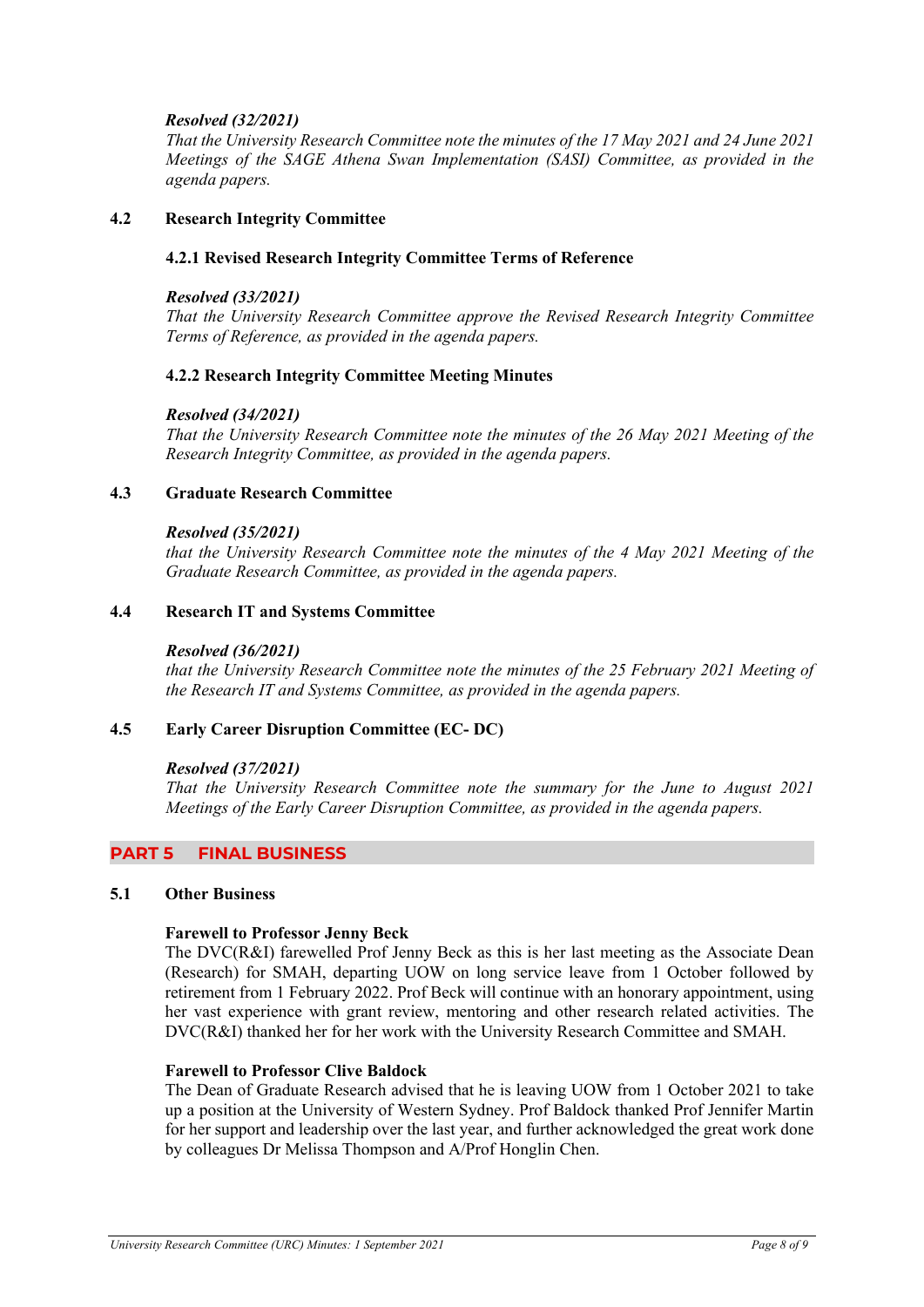***Resolved (32/2021)***
*That the University Research Committee note the minutes of the 17 May 2021 and 24 June 2021 Meetings of the SAGE Athena Swan Implementation (SASI) Committee, as provided in the agenda papers.*

### 4.2 Research Integrity Committee

#### 4.2.1 Revised Research Integrity Committee Terms of Reference

***Resolved (33/2021)***
*That the University Research Committee approve the Revised Research Integrity Committee Terms of Reference, as provided in the agenda papers.*

#### 4.2.2 Research Integrity Committee Meeting Minutes

***Resolved (34/2021)***
*That the University Research Committee note the minutes of the 26 May 2021 Meeting of the Research Integrity Committee, as provided in the agenda papers.*

### 4.3 Graduate Research Committee

***Resolved (35/2021)***
*that the University Research Committee note the minutes of the 4 May 2021 Meeting of the Graduate Research Committee, as provided in the agenda papers.*

### 4.4 Research IT and Systems Committee

***Resolved (36/2021)***
*that the University Research Committee note the minutes of the 25 February 2021 Meeting of the Research IT and Systems Committee, as provided in the agenda papers.*

### 4.5 Early Career Disruption Committee (EC- DC)

***Resolved (37/2021)***
*That the University Research Committee note the summary for the June to August 2021 Meetings of the Early Career Disruption Committee, as provided in the agenda papers.*

## PART 5 FINAL BUSINESS

### 5.1 Other Business

**Farewell to Professor Jenny Beck**
The DVC(R&I) farewelled Prof Jenny Beck as this is her last meeting as the Associate Dean (Research) for SMAH, departing UOW on long service leave from 1 October followed by retirement from 1 February 2022. Prof Beck will continue with an honorary appointment, using her vast experience with grant review, mentoring and other research related activities. The DVC(R&I) thanked her for her work with the University Research Committee and SMAH.

**Farewell to Professor Clive Baldock**
The Dean of Graduate Research advised that he is leaving UOW from 1 October 2021 to take up a position at the University of Western Sydney. Prof Baldock thanked Prof Jennifer Martin for her support and leadership over the last year, and further acknowledged the great work done by colleagues Dr Melissa Thompson and A/Prof Honglin Chen.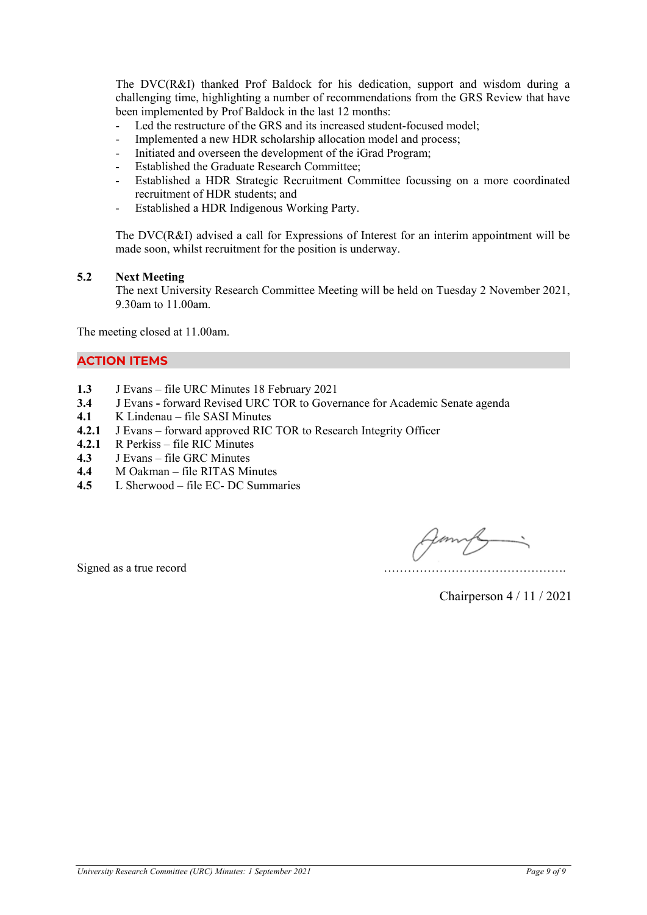The DVC(R&I) thanked Prof Baldock for his dedication, support and wisdom during a challenging time, highlighting a number of recommendations from the GRS Review that have been implemented by Prof Baldock in the last 12 months:

- Led the restructure of the GRS and its increased student-focused model;
- Implemented a new HDR scholarship allocation model and process;
- Initiated and overseen the development of the iGrad Program;
- Established the Graduate Research Committee;
- Established a HDR Strategic Recruitment Committee focussing on a more coordinated recruitment of HDR students; and
- Established a HDR Indigenous Working Party.

The DVC(R&I) advised a call for Expressions of Interest for an interim appointment will be made soon, whilst recruitment for the position is underway.

**5.2 Next Meeting**

The next University Research Committee Meeting will be held on Tuesday 2 November 2021, 9.30am to 11.00am.

The meeting closed at 11.00am.

## ACTION ITEMS

**1.3** J Evans – file URC Minutes 18 February 2021
**3.4** J Evans **-** forward Revised URC TOR to Governance for Academic Senate agenda
**4.1** K Lindenau – file SASI Minutes
**4.2.1** J Evans – forward approved RIC TOR to Research Integrity Officer
**4.2.1** R Perkiss – file RIC Minutes
**4.3** J Evans – file GRC Minutes
**4.4** M Oakman – file RITAS Minutes
**4.5** L Sherwood – file EC- DC Summaries

Signed as a true record ……………………………………….

Chairperson 4 / 11 / 2021